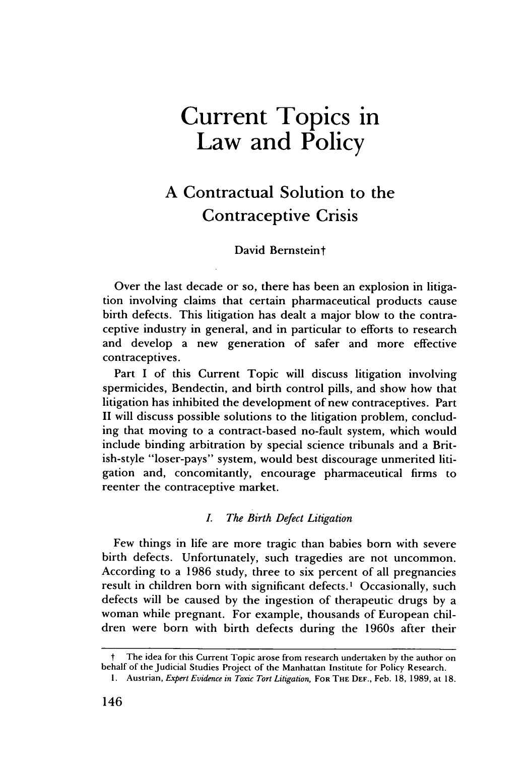# Current Topics in Law and Policy

## A Contractual Solution to the Contraceptive Crisis

David Bernstein†

Over the last decade or so, there has been an explosion in litigation involving claims that certain pharmaceutical products cause birth defects. This litigation has dealt a major blow to the contraceptive industry in general, and in particular to efforts to research and develop a new generation of safer and more effective contraceptives.

Part I of this Current Topic will discuss litigation involving spermicides, Bendectin, and birth control pills, and show how that litigation has inhibited the development of new contraceptives. Part II will discuss possible solutions to the litigation problem, concluding that moving to a contract-based no-fault system, which would include binding arbitration by special science tribunals and a British-style "loser-pays" system, would best discourage unmerited litigation and, concomitantly, encourage pharmaceutical firms to reenter the contraceptive market.

### *I. The Birth Defect Litigation*

Few things in life are more tragic than babies born with severe birth defects. Unfortunately, such tragedies are not uncommon. According to a 1986 study, three to six percent of all pregnancies result in children born with significant defects.[1] Occasionally, such defects will be caused by the ingestion of therapeutic drugs by a woman while pregnant. For example, thousands of European children were born with birth defects during the 1960s after their

---

† The idea for this Current Topic arose from research undertaken by the author on behalf of the Judicial Studies Project of the Manhattan Institute for Policy Research.

1. Austrian, *Expert Evidence in Toxic Tort Litigation*, FOR THE DEF., Feb. 18, 1989, at 18.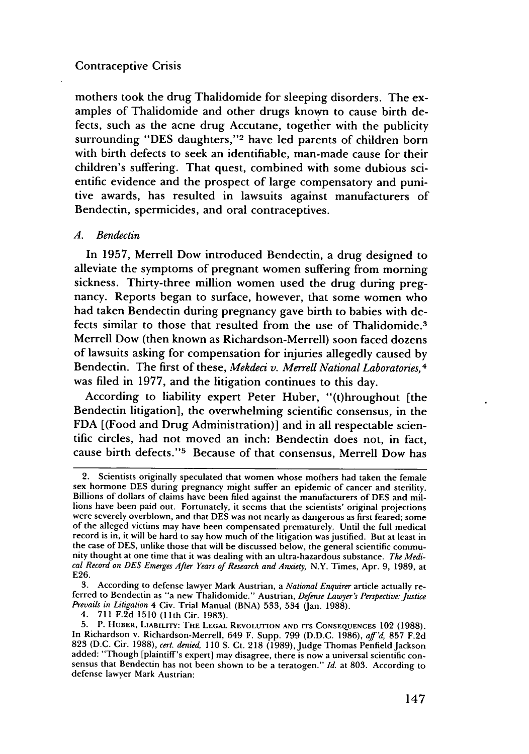mothers took the drug Thalidomide for sleeping disorders. The examples of Thalidomide and other drugs known to cause birth defects, such as the acne drug Accutane, together with the publicity surrounding "DES daughters,"[2] have led parents of children born with birth defects to seek an identifiable, man-made cause for their children's suffering. That quest, combined with some dubious scientific evidence and the prospect of large compensatory and punitive awards, has resulted in lawsuits against manufacturers of Bendectin, spermicides, and oral contraceptives.

### *A. Bendectin*

In 1957, Merrell Dow introduced Bendectin, a drug designed to alleviate the symptoms of pregnant women suffering from morning sickness. Thirty-three million women used the drug during pregnancy. Reports began to surface, however, that some women who had taken Bendectin during pregnancy gave birth to babies with defects similar to those that resulted from the use of Thalidomide.[3] Merrell Dow (then known as Richardson-Merrell) soon faced dozens of lawsuits asking for compensation for injuries allegedly caused by Bendectin. The first of these, *Mekdeci v. Merrell National Laboratories,*[4] was filed in 1977, and the litigation continues to this day.

According to liability expert Peter Huber, "(t)hroughout [the Bendectin litigation], the overwhelming scientific consensus, in the FDA [(Food and Drug Administration)] and in all respectable scientific circles, had not moved an inch: Bendectin does not, in fact, cause birth defects."[5] Because of that consensus, Merrell Dow has

---

2. Scientists originally speculated that women whose mothers had taken the female sex hormone DES during pregnancy might suffer an epidemic of cancer and sterility. Billions of dollars of claims have been filed against the manufacturers of DES and millions have been paid out. Fortunately, it seems that the scientists' original projections were severely overblown, and that DES was not nearly as dangerous as first feared; some of the alleged victims may have been compensated prematurely. Until the full medical record is in, it will be hard to say how much of the litigation was justified. But at least in the case of DES, unlike those that will be discussed below, the general scientific community thought at one time that it was dealing with an ultra-hazardous substance. *The Medical Record on DES Emerges After Years of Research and Anxiety,* N.Y. Times, Apr. 9, 1989, at E26.

3. According to defense lawyer Mark Austrian, a *National Enquirer* article actually referred to Bendectin as "a new Thalidomide." Austrian, *Defense Lawyer's Perspective: Justice Prevails in Litigation* 4 Civ. Trial Manual (BNA) 533, 534 (Jan. 1988).

4. 711 F.2d 1510 (11th Cir. 1983).

5. P. Huber, Liability: The Legal Revolution and its Consequences 102 (1988). In Richardson v. Richardson-Merrell, 649 F. Supp. 799 (D.D.C. 1986), *aff'd,* 857 F.2d 823 (D.C. Cir. 1988), *cert. denied,* 110 S. Ct. 218 (1989), Judge Thomas Penfield Jackson added: "Though [plaintiff's expert] may disagree, there is now a universal scientific consensus that Bendectin has not been shown to be a teratogen." *Id.* at 803. According to defense lawyer Mark Austrian: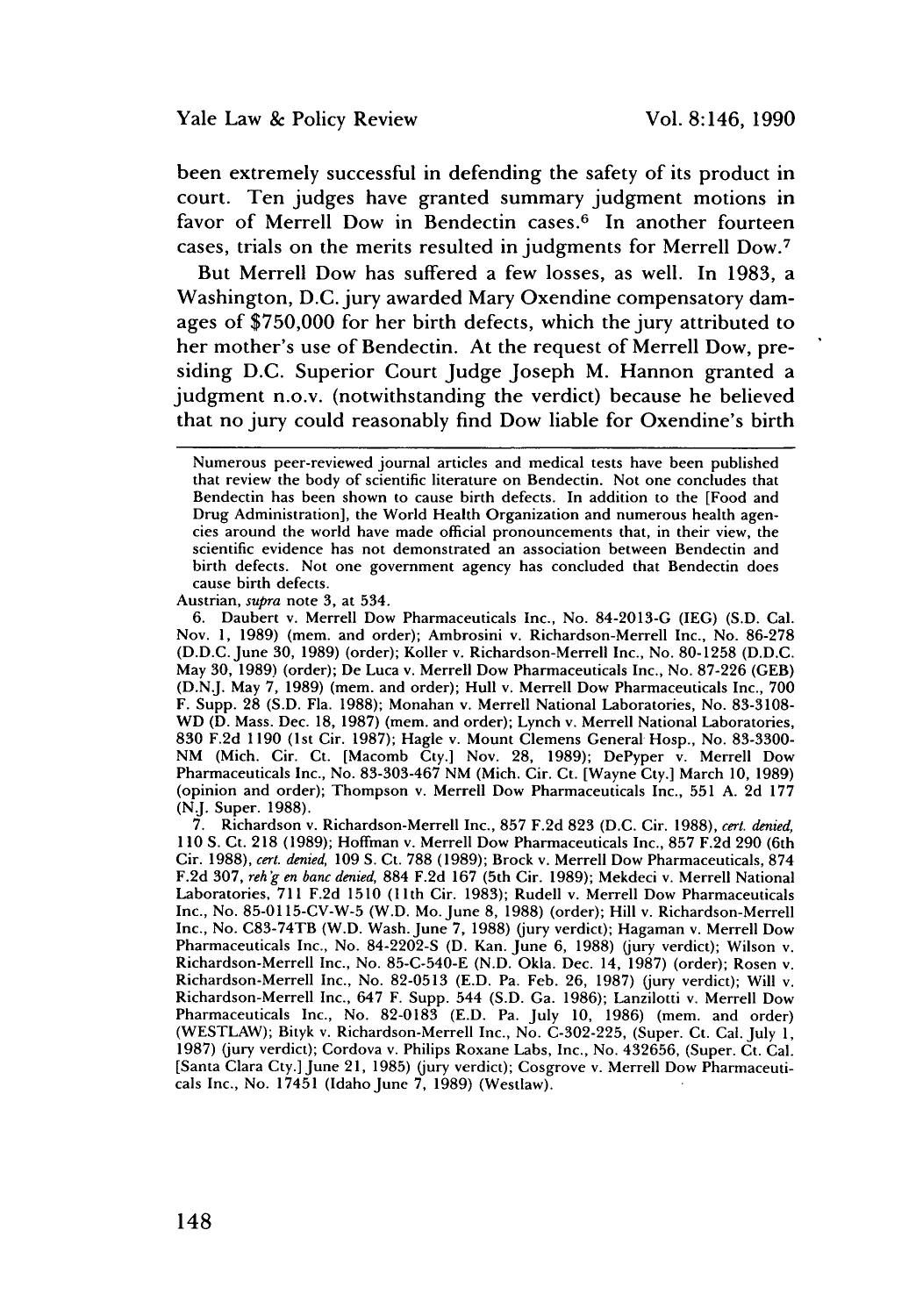been extremely successful in defending the safety of its product in court. Ten judges have granted summary judgment motions in favor of Merrell Dow in Bendectin cases.[6] In another fourteen cases, trials on the merits resulted in judgments for Merrell Dow.[7]

But Merrell Dow has suffered a few losses, as well. In 1983, a Washington, D.C. jury awarded Mary Oxendine compensatory damages of $750,000 for her birth defects, which the jury attributed to her mother's use of Bendectin. At the request of Merrell Dow, presiding D.C. Superior Court Judge Joseph M. Hannon granted a judgment n.o.v. (notwithstanding the verdict) because he believed that no jury could reasonably find Dow liable for Oxendine's birth

---

> Numerous peer-reviewed journal articles and medical tests have been published that review the body of scientific literature on Bendectin. Not one concludes that Bendectin has been shown to cause birth defects. In addition to the [Food and Drug Administration], the World Health Organization and numerous health agencies around the world have made official pronouncements that, in their view, the scientific evidence has not demonstrated an association between Bendectin and birth defects. Not one government agency has concluded that Bendectin does cause birth defects.

Austrian, *supra* note 3, at 534.

6. Daubert v. Merrell Dow Pharmaceuticals Inc., No. 84-2013-G (IEG) (S.D. Cal. Nov. 1, 1989) (mem. and order); Ambrosini v. Richardson-Merrell Inc., No. 86-278 (D.D.C. June 30, 1989) (order); Koller v. Richardson-Merrell Inc., No. 80-1258 (D.D.C. May 30, 1989) (order); De Luca v. Merrell Dow Pharmaceuticals Inc., No. 87-226 (GEB) (D.N.J. May 7, 1989) (mem. and order); Hull v. Merrell Dow Pharmaceuticals Inc., 700 F. Supp. 28 (S.D. Fla. 1988); Monahan v. Merrell National Laboratories, No. 83-3108-WD (D. Mass. Dec. 18, 1987) (mem. and order); Lynch v. Merrell National Laboratories, 830 F.2d 1190 (1st Cir. 1987); Hagle v. Mount Clemens General Hosp., No. 83-3300-NM (Mich. Cir. Ct. [Macomb Cty.] Nov. 28, 1989); DePyper v. Merrell Dow Pharmaceuticals Inc., No. 83-303-467 NM (Mich. Cir. Ct. [Wayne Cty.] March 10, 1989) (opinion and order); Thompson v. Merrell Dow Pharmaceuticals Inc., 551 A. 2d 177 (N.J. Super. 1988).

7. Richardson v. Richardson-Merrell Inc., 857 F.2d 823 (D.C. Cir. 1988), *cert. denied*, 110 S. Ct. 218 (1989); Hoffman v. Merrell Dow Pharmaceuticals Inc., 857 F.2d 290 (6th Cir. 1988), *cert. denied*, 109 S. Ct. 788 (1989); Brock v. Merrell Dow Pharmaceuticals, 874 F.2d 307, *reh'g en banc denied*, 884 F.2d 167 (5th Cir. 1989); Mekdeci v. Merrell National Laboratories, 711 F.2d 1510 (11th Cir. 1983); Rudell v. Merrell Dow Pharmaceuticals Inc., No. 85-0115-CV-W-5 (W.D. Mo. June 8, 1988) (order); Hill v. Richardson-Merrell Inc., No. C83-74TB (W.D. Wash. June 7, 1988) (jury verdict); Hagaman v. Merrell Dow Pharmaceuticals Inc., No. 84-2202-S (D. Kan. June 6, 1988) (jury verdict); Wilson v. Richardson-Merrell Inc., No. 85-C-540-E (N.D. Okla. Dec. 14, 1987) (order); Rosen v. Richardson-Merrell Inc., No. 82-0513 (E.D. Pa. Feb. 26, 1987) (jury verdict); Will v. Richardson-Merrell Inc., 647 F. Supp. 544 (S.D. Ga. 1986); Lanzilotti v. Merrell Dow Pharmaceuticals Inc., No. 82-0183 (E.D. Pa. July 10, 1986) (mem. and order) (WESTLAW); Bityk v. Richardson-Merrell Inc., No. C-302-225, (Super. Ct. Cal. July 1, 1987) (jury verdict); Cordova v. Philips Roxane Labs, Inc., No. 432656, (Super. Ct. Cal. [Santa Clara Cty.] June 21, 1985) (jury verdict); Cosgrove v. Merrell Dow Pharmaceuticals Inc., No. 17451 (Idaho June 7, 1989) (Westlaw).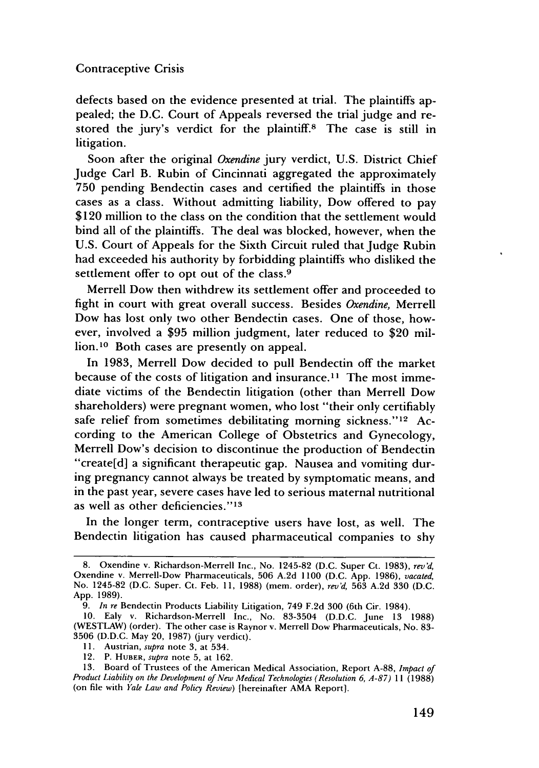defects based on the evidence presented at trial. The plaintiffs appealed; the D.C. Court of Appeals reversed the trial judge and restored the jury's verdict for the plaintiff.[8] The case is still in litigation.

Soon after the original *Oxendine* jury verdict, U.S. District Chief Judge Carl B. Rubin of Cincinnati aggregated the approximately 750 pending Bendectin cases and certified the plaintiffs in those cases as a class. Without admitting liability, Dow offered to pay $120 million to the class on the condition that the settlement would bind all of the plaintiffs. The deal was blocked, however, when the U.S. Court of Appeals for the Sixth Circuit ruled that Judge Rubin had exceeded his authority by forbidding plaintiffs who disliked the settlement offer to opt out of the class.[9]

Merrell Dow then withdrew its settlement offer and proceeded to fight in court with great overall success. Besides *Oxendine*, Merrell Dow has lost only two other Bendectin cases. One of those, however, involved a $95 million judgment, later reduced to $20 million.[10] Both cases are presently on appeal.

In 1983, Merrell Dow decided to pull Bendectin off the market because of the costs of litigation and insurance.[11] The most immediate victims of the Bendectin litigation (other than Merrell Dow shareholders) were pregnant women, who lost "their only certifiably safe relief from sometimes debilitating morning sickness."[12] According to the American College of Obstetrics and Gynecology, Merrell Dow's decision to discontinue the production of Bendectin "create[d] a significant therapeutic gap. Nausea and vomiting during pregnancy cannot always be treated by symptomatic means, and in the past year, severe cases have led to serious maternal nutritional as well as other deficiencies."[13]

In the longer term, contraceptive users have lost, as well. The Bendectin litigation has caused pharmaceutical companies to shy

---

8. Oxendine v. Richardson-Merrell Inc., No. 1245-82 (D.C. Super Ct. 1983), *rev'd*, Oxendine v. Merrell-Dow Pharmaceuticals, 506 A.2d 1100 (D.C. App. 1986), *vacated*, No. 1245-82 (D.C. Super. Ct. Feb. 11, 1988) (mem. order), *rev'd*, 563 A.2d 330 (D.C. App. 1989).

9. *In re* Bendectin Products Liability Litigation, 749 F.2d 300 (6th Cir. 1984).

10. Ealy v. Richardson-Merrell Inc., No. 83-3504 (D.D.C. June 13 1988) (WESTLAW) (order). The other case is Raynor v. Merrell Dow Pharmaceuticals, No. 83-3506 (D.D.C. May 20, 1987) (jury verdict).

11. Austrian, *supra* note 3, at 534.

12. P. Huber, *supra* note 5, at 162.

13. Board of Trustees of the American Medical Association, Report A-88, *Impact of Product Liability on the Development of New Medical Technologies (Resolution 6, A-87)* 11 (1988) (on file with *Yale Law and Policy Review*) [hereinafter AMA Report].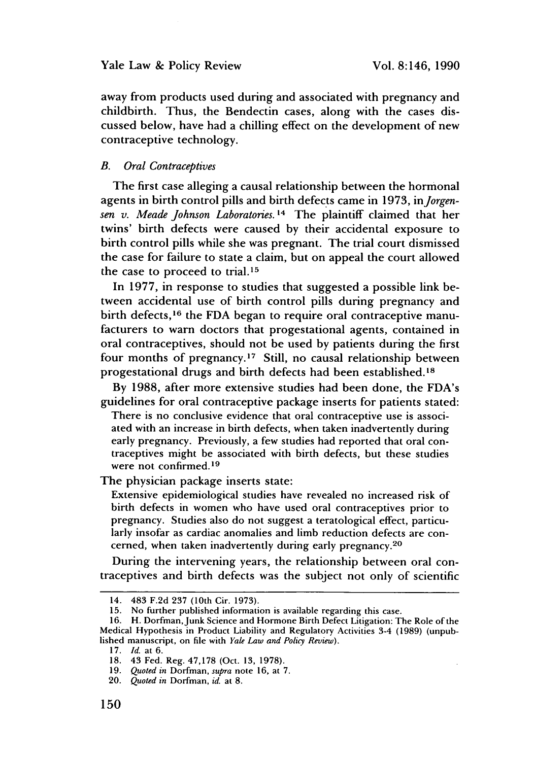away from products used during and associated with pregnancy and childbirth. Thus, the Bendectin cases, along with the cases discussed below, have had a chilling effect on the development of new contraceptive technology.

### *B. Oral Contraceptives*

The first case alleging a causal relationship between the hormonal agents in birth control pills and birth defects came in 1973, in *Jorgensen v. Meade Johnson Laboratories.*[14] The plaintiff claimed that her twins' birth defects were caused by their accidental exposure to birth control pills while she was pregnant. The trial court dismissed the case for failure to state a claim, but on appeal the court allowed the case to proceed to trial.[15]

In 1977, in response to studies that suggested a possible link between accidental use of birth control pills during pregnancy and birth defects,[16] the FDA began to require oral contraceptive manufacturers to warn doctors that progestational agents, contained in oral contraceptives, should not be used by patients during the first four months of pregnancy.[17] Still, no causal relationship between progestational drugs and birth defects had been established.[18]

By 1988, after more extensive studies had been done, the FDA's guidelines for oral contraceptive package inserts for patients stated:

> There is no conclusive evidence that oral contraceptive use is associated with an increase in birth defects, when taken inadvertently during early pregnancy. Previously, a few studies had reported that oral contraceptives might be associated with birth defects, but these studies were not confirmed.[19]

The physician package inserts state:

> Extensive epidemiological studies have revealed no increased risk of birth defects in women who have used oral contraceptives prior to pregnancy. Studies also do not suggest a teratological effect, particularly insofar as cardiac anomalies and limb reduction defects are concerned, when taken inadvertently during early pregnancy.[20]

During the intervening years, the relationship between oral contraceptives and birth defects was the subject not only of scientific

---

14. 483 F.2d 237 (10th Cir. 1973).
15. No further published information is available regarding this case.
16. H. Dorfman, Junk Science and Hormone Birth Defect Litigation: The Role of the Medical Hypothesis in Product Liability and Regulatory Activities 3-4 (1989) (unpublished manuscript, on file with *Yale Law and Policy Review*).
17. *Id.* at 6.
18. 43 Fed. Reg. 47,178 (Oct. 13, 1978).
19. *Quoted in* Dorfman, *supra* note 16, at 7.
20. *Quoted in* Dorfman, *id.* at 8.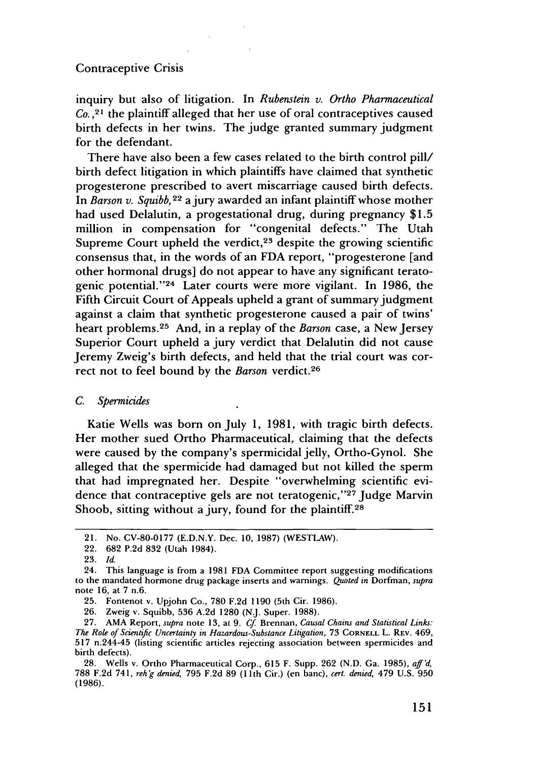inquiry but also of litigation. In *Rubenstein v. Ortho Pharmaceutical Co.*,[21] the plaintiff alleged that her use of oral contraceptives caused birth defects in her twins. The judge granted summary judgment for the defendant.

There have also been a few cases related to the birth control pill/birth defect litigation in which plaintiffs have claimed that synthetic progesterone prescribed to avert miscarriage caused birth defects. In *Barson v. Squibb*,[22] a jury awarded an infant plaintiff whose mother had used Delalutin, a progestational drug, during pregnancy $1.5 million in compensation for "congenital defects." The Utah Supreme Court upheld the verdict,[23] despite the growing scientific consensus that, in the words of an FDA report, "progesterone [and other hormonal drugs] do not appear to have any significant teratogenic potential."[24] Later courts were more vigilant. In 1986, the Fifth Circuit Court of Appeals upheld a grant of summary judgment against a claim that synthetic progesterone caused a pair of twins' heart problems.[25] And, in a replay of the *Barson* case, a New Jersey Superior Court upheld a jury verdict that Delalutin did not cause Jeremy Zweig's birth defects, and held that the trial court was correct not to feel bound by the *Barson* verdict.[26]

### C. *Spermicides*

Katie Wells was born on July 1, 1981, with tragic birth defects. Her mother sued Ortho Pharmaceutical, claiming that the defects were caused by the company's spermicidal jelly, Ortho-Gynol. She alleged that the spermicide had damaged but not killed the sperm that had impregnated her. Despite "overwhelming scientific evidence that contraceptive gels are not teratogenic,"[27] Judge Marvin Shoob, sitting without a jury, found for the plaintiff.[28]

---

21. No. CV-80-0177 (E.D.N.Y. Dec. 10, 1987) (WESTLAW).

22. 682 P.2d 832 (Utah 1984).

23. *Id.*

24. This language is from a 1981 FDA Committee report suggesting modifications to the mandated hormone drug package inserts and warnings. *Quoted in* Dorfman, *supra* note 16, at 7 n.6.

25. Fontenot v. Upjohn Co., 780 F.2d 1190 (5th Cir. 1986).

26. Zweig v. Squibb, 536 A.2d 1280 (N.J. Super. 1988).

27. AMA Report, *supra* note 13, at 9. *Cf.* Brennan, *Causal Chains and Statistical Links: The Role of Scientific Uncertainty in Hazardous-Substance Litigation*, 73 CORNELL L. REV. 469, 517 n.244-45 (listing scientific articles rejecting association between spermicides and birth defects).

28. Wells v. Ortho Pharmaceutical Corp., 615 F. Supp. 262 (N.D. Ga. 1985), *aff'd*, 788 F.2d 741, *reh'g denied*, 795 F.2d 89 (11th Cir.) (en banc), *cert. denied*, 479 U.S. 950 (1986).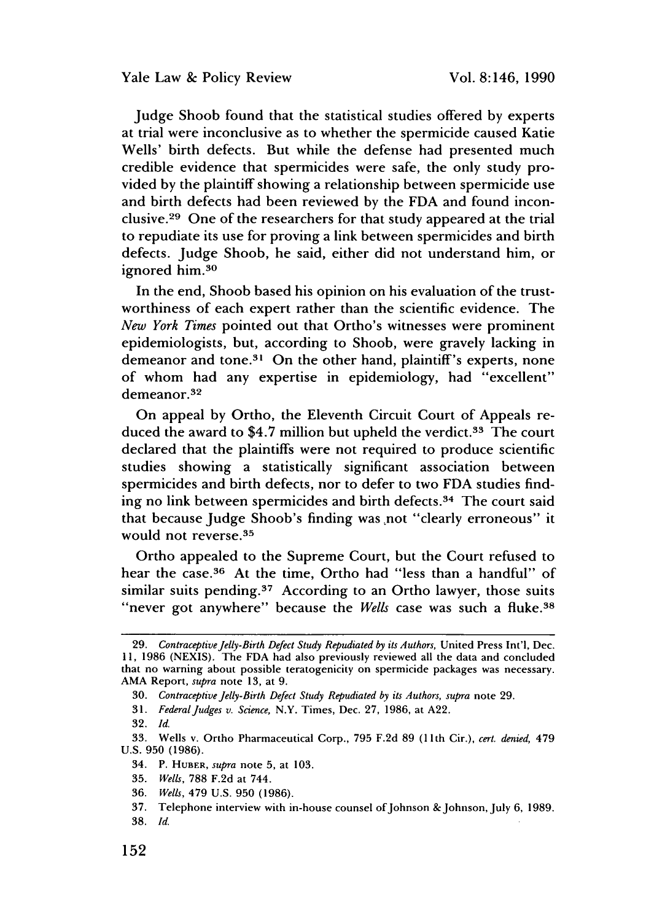Judge Shoob found that the statistical studies offered by experts at trial were inconclusive as to whether the spermicide caused Katie Wells' birth defects. But while the defense had presented much credible evidence that spermicides were safe, the only study provided by the plaintiff showing a relationship between spermicide use and birth defects had been reviewed by the FDA and found inconclusive.[29] One of the researchers for that study appeared at the trial to repudiate its use for proving a link between spermicides and birth defects. Judge Shoob, he said, either did not understand him, or ignored him.[30]

In the end, Shoob based his opinion on his evaluation of the trustworthiness of each expert rather than the scientific evidence. The *New York Times* pointed out that Ortho's witnesses were prominent epidemiologists, but, according to Shoob, were gravely lacking in demeanor and tone.[31] On the other hand, plaintiff's experts, none of whom had any expertise in epidemiology, had "excellent" demeanor.[32]

On appeal by Ortho, the Eleventh Circuit Court of Appeals reduced the award to $4.7 million but upheld the verdict.[33] The court declared that the plaintiffs were not required to produce scientific studies showing a statistically significant association between spermicides and birth defects, nor to defer to two FDA studies finding no link between spermicides and birth defects.[34] The court said that because Judge Shoob's finding was not "clearly erroneous" it would not reverse.[35]

Ortho appealed to the Supreme Court, but the Court refused to hear the case.[36] At the time, Ortho had "less than a handful" of similar suits pending.[37] According to an Ortho lawyer, those suits "never got anywhere" because the *Wells* case was such a fluke.[38]

---

29. *Contraceptive Jelly-Birth Defect Study Repudiated by its Authors*, United Press Int'l, Dec. 11, 1986 (NEXIS). The FDA had also previously reviewed all the data and concluded that no warning about possible teratogenicity on spermicide packages was necessary. AMA Report, *supra* note 13, at 9.

30. *Contraceptive Jelly-Birth Defect Study Repudiated by its Authors*, *supra* note 29.

31. *Federal Judges v. Science*, N.Y. Times, Dec. 27, 1986, at A22.

32. *Id.*

33. Wells v. Ortho Pharmaceutical Corp., 795 F.2d 89 (11th Cir.), *cert. denied*, 479 U.S. 950 (1986).

34. P. HUBER, *supra* note 5, at 103.

35. *Wells*, 788 F.2d at 744.

36. *Wells*, 479 U.S. 950 (1986).

37. Telephone interview with in-house counsel of Johnson & Johnson, July 6, 1989.

38. *Id.*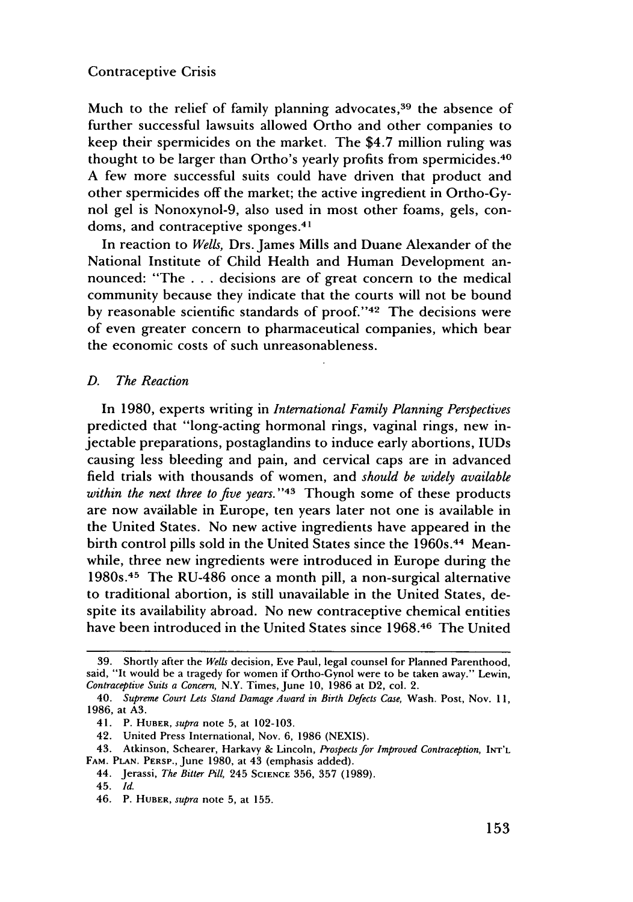Much to the relief of family planning advocates,[39] the absence of further successful lawsuits allowed Ortho and other companies to keep their spermicides on the market. The $4.7 million ruling was thought to be larger than Ortho's yearly profits from spermicides.[40] A few more successful suits could have driven that product and other spermicides off the market; the active ingredient in Ortho-Gynol gel is Nonoxynol-9, also used in most other foams, gels, condoms, and contraceptive sponges.[41]

In reaction to *Wells,* Drs. James Mills and Duane Alexander of the National Institute of Child Health and Human Development announced: "The . . . decisions are of great concern to the medical community because they indicate that the courts will not be bound by reasonable scientific standards of proof."[42] The decisions were of even greater concern to pharmaceutical companies, which bear the economic costs of such unreasonableness.

### D. *The Reaction*

In 1980, experts writing in *International Family Planning Perspectives* predicted that "long-acting hormonal rings, vaginal rings, new injectable preparations, postaglandins to induce early abortions, IUDs causing less bleeding and pain, and cervical caps are in advanced field trials with thousands of women, and *should be widely available within the next three to five years.*"[43] Though some of these products are now available in Europe, ten years later not one is available in the United States. No new active ingredients have appeared in the birth control pills sold in the United States since the 1960s.[44] Meanwhile, three new ingredients were introduced in Europe during the 1980s.[45] The RU-486 once a month pill, a non-surgical alternative to traditional abortion, is still unavailable in the United States, despite its availability abroad. No new contraceptive chemical entities have been introduced in the United States since 1968.[46] The United

---

39. Shortly after the *Wells* decision, Eve Paul, legal counsel for Planned Parenthood, said, "It would be a tragedy for women if Ortho-Gynol were to be taken away." Lewin, *Contraceptive Suits a Concern,* N.Y. Times, June 10, 1986 at D2, col. 2.

40. *Supreme Court Lets Stand Damage Award in Birth Defects Case,* Wash. Post, Nov. 11, 1986, at A3.

41. P. Huber, *supra* note 5, at 102-103.

42. United Press International, Nov. 6, 1986 (NEXIS).

43. Atkinson, Schearer, Harkavy & Lincoln, *Prospects for Improved Contraception,* Int'l Fam. Plan. Persp., June 1980, at 43 (emphasis added).

44. Jerassi, *The Bitter Pill,* 245 Science 356, 357 (1989).

45. *Id.*

46. P. Huber, *supra* note 5, at 155.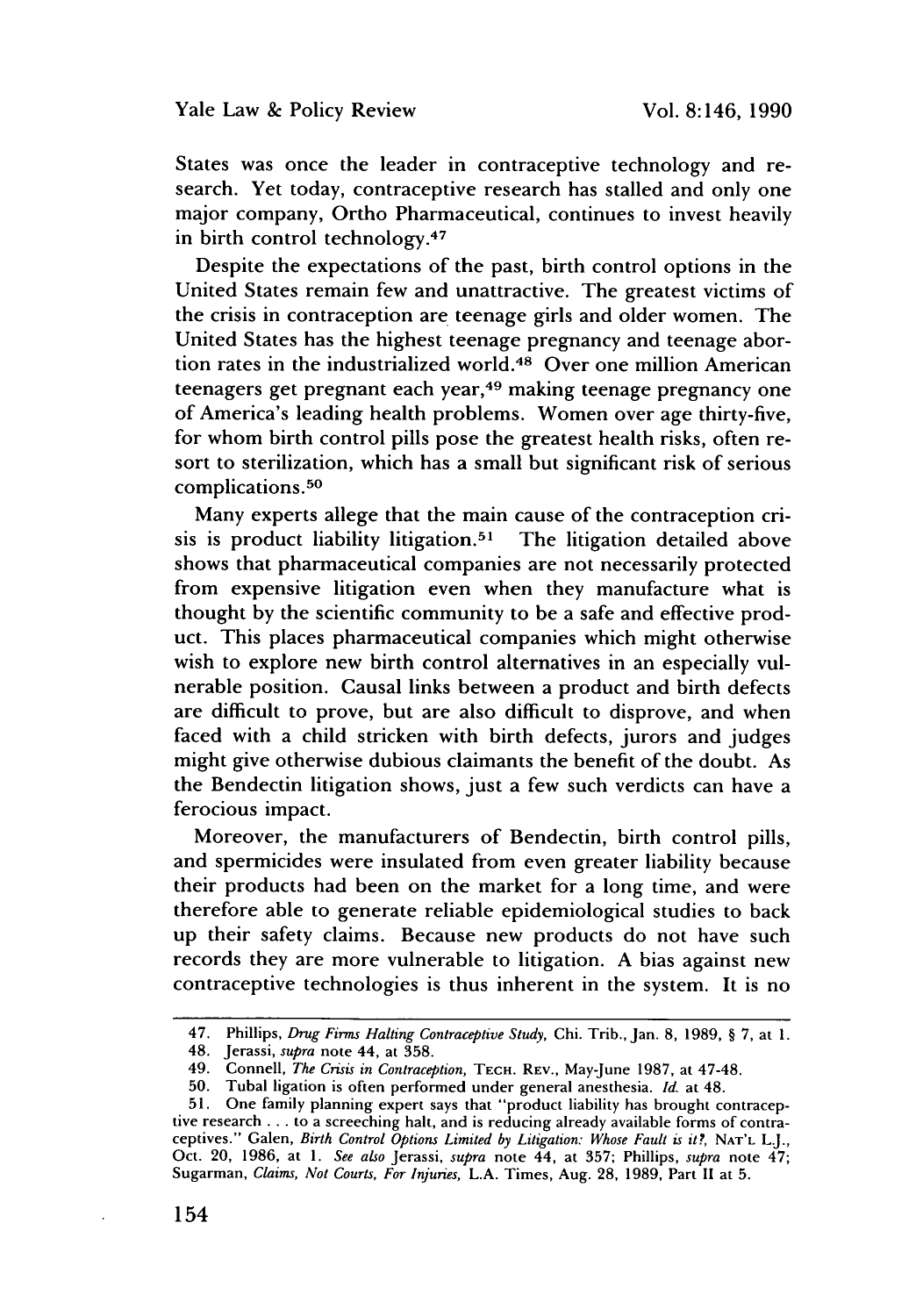States was once the leader in contraceptive technology and research. Yet today, contraceptive research has stalled and only one major company, Ortho Pharmaceutical, continues to invest heavily in birth control technology.[47]

Despite the expectations of the past, birth control options in the United States remain few and unattractive. The greatest victims of the crisis in contraception are teenage girls and older women. The United States has the highest teenage pregnancy and teenage abortion rates in the industrialized world.[48] Over one million American teenagers get pregnant each year,[49] making teenage pregnancy one of America's leading health problems. Women over age thirty-five, for whom birth control pills pose the greatest health risks, often resort to sterilization, which has a small but significant risk of serious complications.[50]

Many experts allege that the main cause of the contraception crisis is product liability litigation.[51] The litigation detailed above shows that pharmaceutical companies are not necessarily protected from expensive litigation even when they manufacture what is thought by the scientific community to be a safe and effective product. This places pharmaceutical companies which might otherwise wish to explore new birth control alternatives in an especially vulnerable position. Causal links between a product and birth defects are difficult to prove, but are also difficult to disprove, and when faced with a child stricken with birth defects, jurors and judges might give otherwise dubious claimants the benefit of the doubt. As the Bendectin litigation shows, just a few such verdicts can have a ferocious impact.

Moreover, the manufacturers of Bendectin, birth control pills, and spermicides were insulated from even greater liability because their products had been on the market for a long time, and were therefore able to generate reliable epidemiological studies to back up their safety claims. Because new products do not have such records they are more vulnerable to litigation. A bias against new contraceptive technologies is thus inherent in the system. It is no

---

47. Phillips, *Drug Firms Halting Contraceptive Study*, Chi. Trib., Jan. 8, 1989, § 7, at 1.

48. Jerassi, *supra* note 44, at 358.

49. Connell, *The Crisis in Contraception*, TECH. REV., May-June 1987, at 47-48.

50. Tubal ligation is often performed under general anesthesia. *Id.* at 48.

51. One family planning expert says that "product liability has brought contraceptive research . . . to a screeching halt, and is reducing already available forms of contraceptives." Galen, *Birth Control Options Limited by Litigation: Whose Fault is it?*, NAT'L L.J., Oct. 20, 1986, at 1. *See also* Jerassi, *supra* note 44, at 357; Phillips, *supra* note 47; Sugarman, *Claims, Not Courts, For Injuries*, L.A. Times, Aug. 28, 1989, Part II at 5.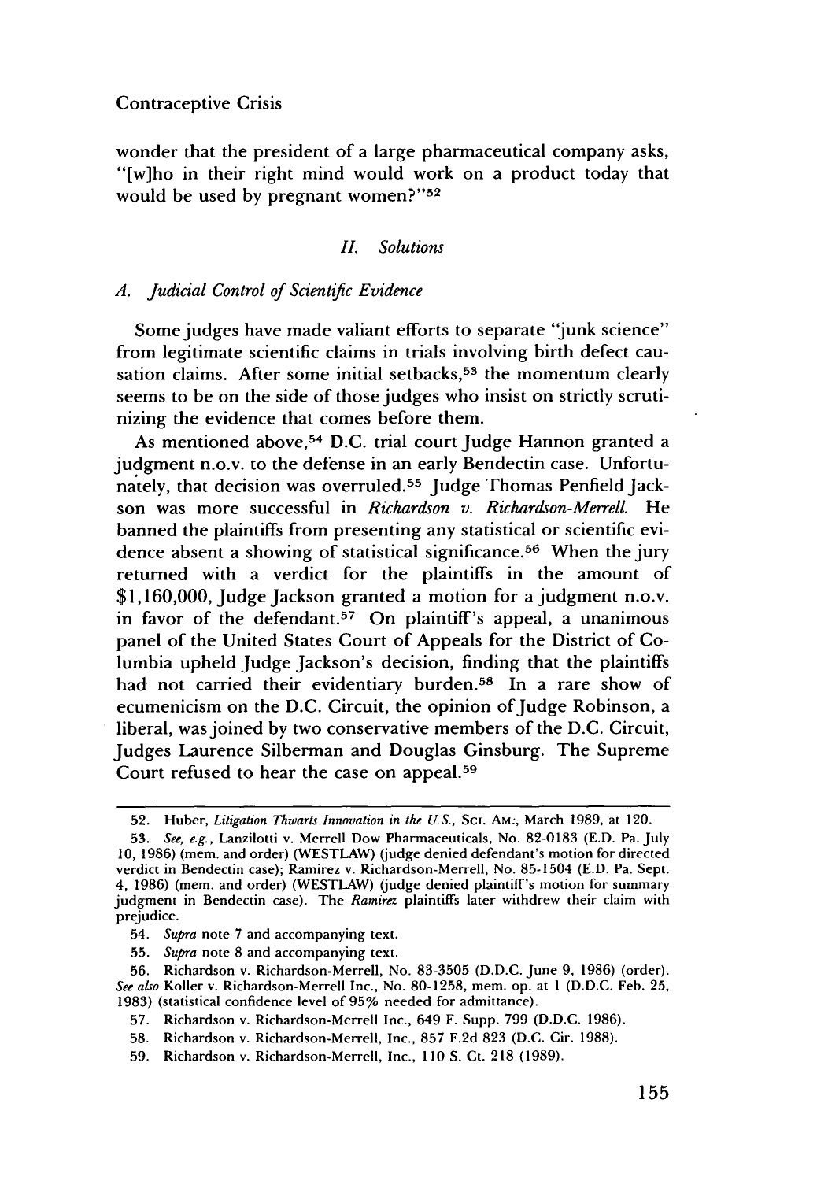wonder that the president of a large pharmaceutical company asks, "[w]ho in their right mind would work on a product today that would be used by pregnant women?"[52]

### *II. Solutions*

#### *A. Judicial Control of Scientific Evidence*

Some judges have made valiant efforts to separate "junk science" from legitimate scientific claims in trials involving birth defect causation claims. After some initial setbacks,[53] the momentum clearly seems to be on the side of those judges who insist on strictly scrutinizing the evidence that comes before them.

As mentioned above,[54] D.C. trial court Judge Hannon granted a judgment n.o.v. to the defense in an early Bendectin case. Unfortunately, that decision was overruled.[55] Judge Thomas Penfield Jackson was more successful in *Richardson v. Richardson-Merrell*. He banned the plaintiffs from presenting any statistical or scientific evidence absent a showing of statistical significance.[56] When the jury returned with a verdict for the plaintiffs in the amount of $1,160,000, Judge Jackson granted a motion for a judgment n.o.v. in favor of the defendant.[57] On plaintiff's appeal, a unanimous panel of the United States Court of Appeals for the District of Columbia upheld Judge Jackson's decision, finding that the plaintiffs had not carried their evidentiary burden.[58] In a rare show of ecumenicism on the D.C. Circuit, the opinion of Judge Robinson, a liberal, was joined by two conservative members of the D.C. Circuit, Judges Laurence Silberman and Douglas Ginsburg. The Supreme Court refused to hear the case on appeal.[59]

---

52. Huber, *Litigation Thwarts Innovation in the U.S.*, SCI. AM., March 1989, at 120.

53. *See, e.g.*, Lanzilotti v. Merrell Dow Pharmaceuticals, No. 82-0183 (E.D. Pa. July 10, 1986) (mem. and order) (WESTLAW) (judge denied defendant's motion for directed verdict in Bendectin case); Ramirez v. Richardson-Merrell, No. 85-1504 (E.D. Pa. Sept. 4, 1986) (mem. and order) (WESTLAW) (judge denied plaintiff's motion for summary judgment in Bendectin case). The *Ramirez* plaintiffs later withdrew their claim with prejudice.

54. *Supra* note 7 and accompanying text.

55. *Supra* note 8 and accompanying text.

56. Richardson v. Richardson-Merrell, No. 83-3505 (D.D.C. June 9, 1986) (order). *See also* Koller v. Richardson-Merrell Inc., No. 80-1258, mem. op. at 1 (D.D.C. Feb. 25, 1983) (statistical confidence level of 95% needed for admittance).

57. Richardson v. Richardson-Merrell Inc., 649 F. Supp. 799 (D.D.C. 1986).

58. Richardson v. Richardson-Merrell, Inc., 857 F.2d 823 (D.C. Cir. 1988).

59. Richardson v. Richardson-Merrell, Inc., 110 S. Ct. 218 (1989).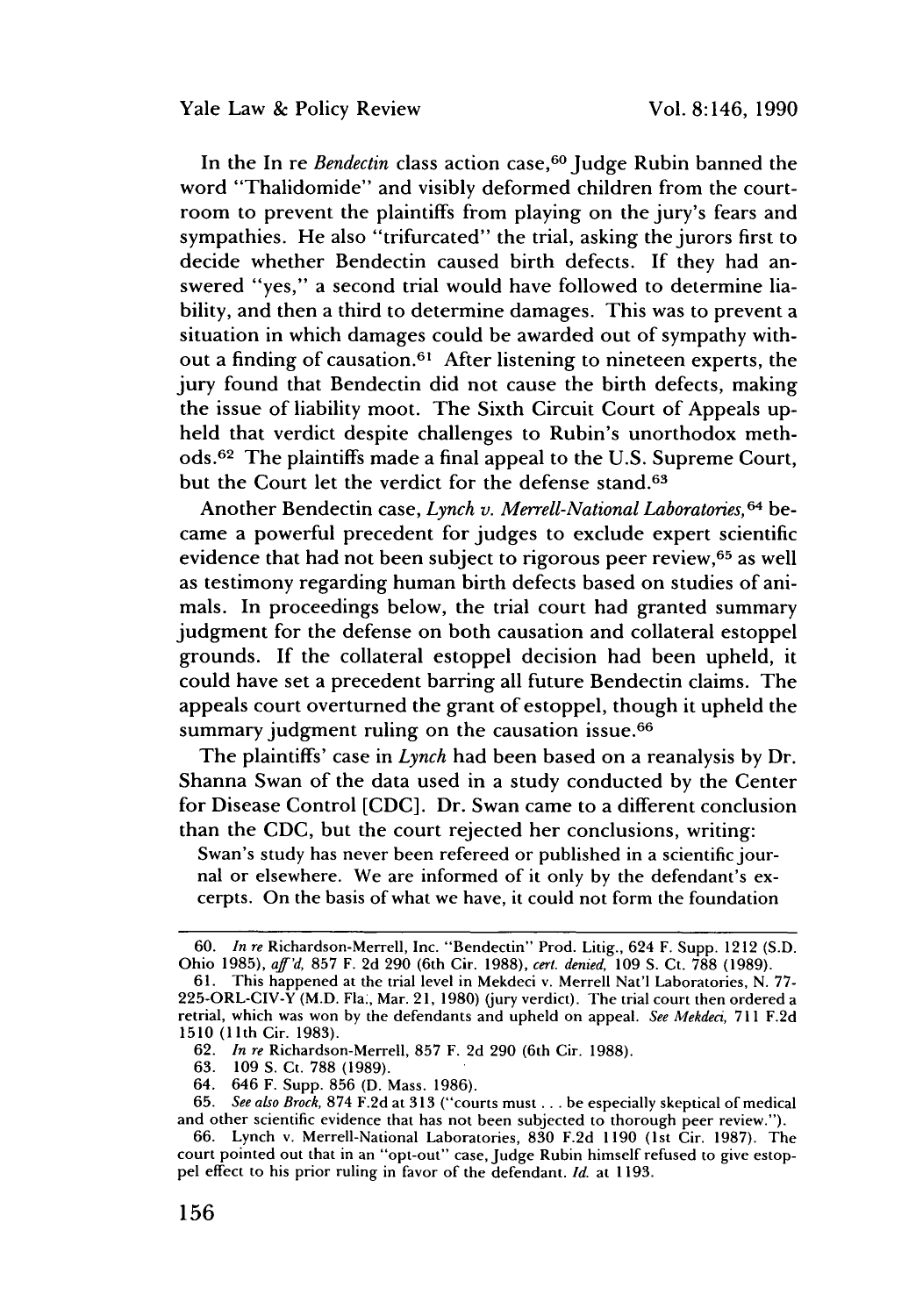In the In re *Bendectin* class action case,[60] Judge Rubin banned the word "Thalidomide" and visibly deformed children from the courtroom to prevent the plaintiffs from playing on the jury's fears and sympathies. He also "trifurcated" the trial, asking the jurors first to decide whether Bendectin caused birth defects. If they had answered "yes," a second trial would have followed to determine liability, and then a third to determine damages. This was to prevent a situation in which damages could be awarded out of sympathy without a finding of causation.[61] After listening to nineteen experts, the jury found that Bendectin did not cause the birth defects, making the issue of liability moot. The Sixth Circuit Court of Appeals upheld that verdict despite challenges to Rubin's unorthodox methods.[62] The plaintiffs made a final appeal to the U.S. Supreme Court, but the Court let the verdict for the defense stand.[63]

Another Bendectin case, *Lynch v. Merrell-National Laboratories*,[64] became a powerful precedent for judges to exclude expert scientific evidence that had not been subject to rigorous peer review,[65] as well as testimony regarding human birth defects based on studies of animals. In proceedings below, the trial court had granted summary judgment for the defense on both causation and collateral estoppel grounds. If the collateral estoppel decision had been upheld, it could have set a precedent barring all future Bendectin claims. The appeals court overturned the grant of estoppel, though it upheld the summary judgment ruling on the causation issue.[66]

The plaintiffs' case in *Lynch* had been based on a reanalysis by Dr. Shanna Swan of the data used in a study conducted by the Center for Disease Control [CDC]. Dr. Swan came to a different conclusion than the CDC, but the court rejected her conclusions, writing:

> Swan's study has never been refereed or published in a scientific journal or elsewhere. We are informed of it only by the defendant's excerpts. On the basis of what we have, it could not form the foundation

---

60. *In re* Richardson-Merrell, Inc. "Bendectin" Prod. Litig., 624 F. Supp. 1212 (S.D. Ohio 1985), *aff'd*, 857 F. 2d 290 (6th Cir. 1988), *cert. denied*, 109 S. Ct. 788 (1989).

61. This happened at the trial level in Mekdeci v. Merrell Nat'l Laboratories, N. 77-225-ORL-CIV-Y (M.D. Fla., Mar. 21, 1980) (jury verdict). The trial court then ordered a retrial, which was won by the defendants and upheld on appeal. *See Mekdeci*, 711 F.2d 1510 (11th Cir. 1983).

62. *In re* Richardson-Merrell, 857 F. 2d 290 (6th Cir. 1988).

63. 109 S. Ct. 788 (1989).

64. 646 F. Supp. 856 (D. Mass. 1986).

65. *See also Brock*, 874 F.2d at 313 ("courts must . . . be especially skeptical of medical and other scientific evidence that has not been subjected to thorough peer review.").

66. Lynch v. Merrell-National Laboratories, 830 F.2d 1190 (1st Cir. 1987). The court pointed out that in an "opt-out" case, Judge Rubin himself refused to give estoppel effect to his prior ruling in favor of the defendant. *Id.* at 1193.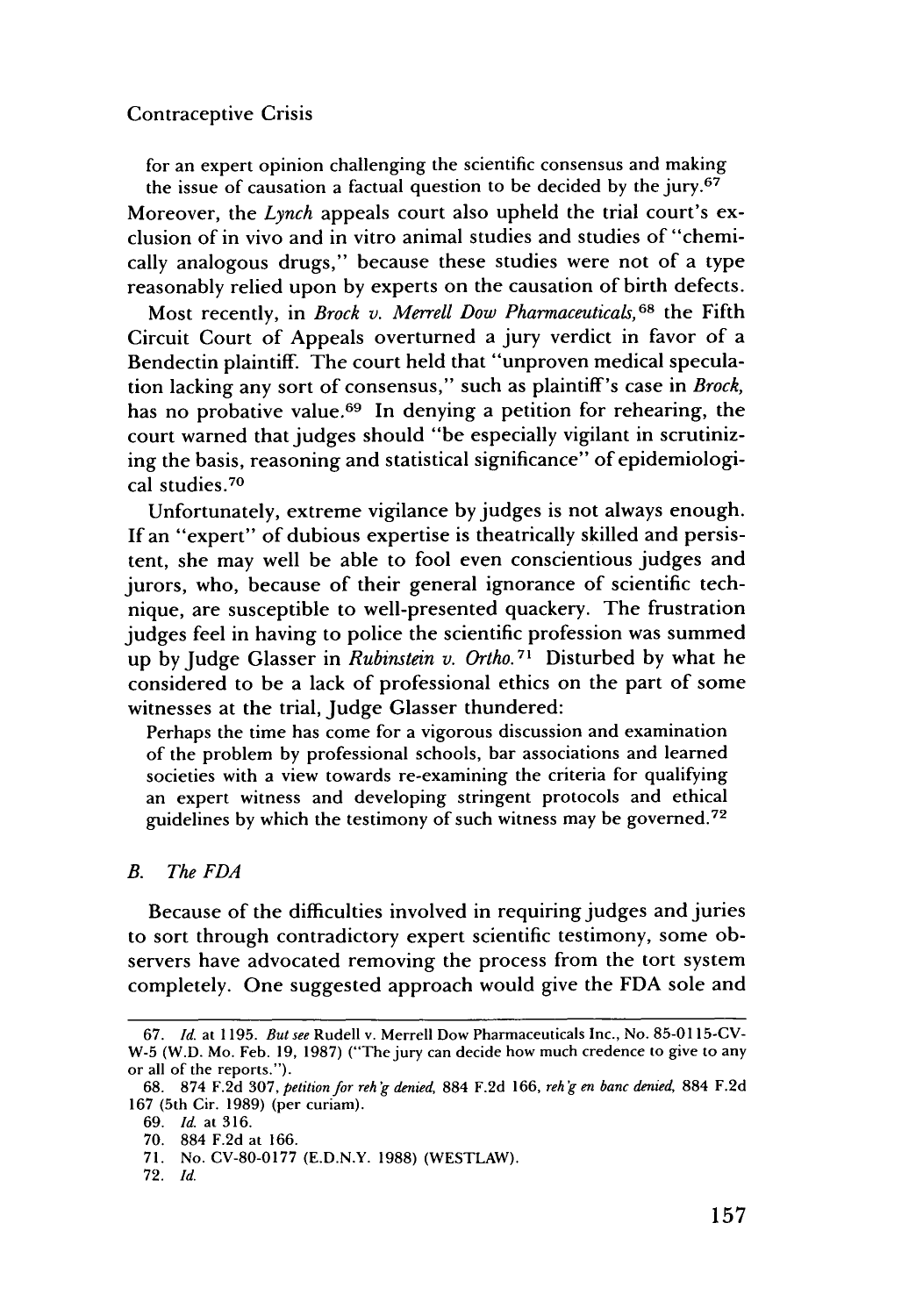for an expert opinion challenging the scientific consensus and making the issue of causation a factual question to be decided by the jury.[67]

Moreover, the *Lynch* appeals court also upheld the trial court's exclusion of in vivo and in vitro animal studies and studies of "chemically analogous drugs," because these studies were not of a type reasonably relied upon by experts on the causation of birth defects.

Most recently, in *Brock v. Merrell Dow Pharmaceuticals,*[68] the Fifth Circuit Court of Appeals overturned a jury verdict in favor of a Bendectin plaintiff. The court held that "unproven medical speculation lacking any sort of consensus," such as plaintiff's case in *Brock,* has no probative value.[69] In denying a petition for rehearing, the court warned that judges should "be especially vigilant in scrutinizing the basis, reasoning and statistical significance" of epidemiological studies.[70]

Unfortunately, extreme vigilance by judges is not always enough. If an "expert" of dubious expertise is theatrically skilled and persistent, she may well be able to fool even conscientious judges and jurors, who, because of their general ignorance of scientific technique, are susceptible to well-presented quackery. The frustration judges feel in having to police the scientific profession was summed up by Judge Glasser in *Rubinstein v. Ortho.*[71] Disturbed by what he considered to be a lack of professional ethics on the part of some witnesses at the trial, Judge Glasser thundered:

> Perhaps the time has come for a vigorous discussion and examination of the problem by professional schools, bar associations and learned societies with a view towards re-examining the criteria for qualifying an expert witness and developing stringent protocols and ethical guidelines by which the testimony of such witness may be governed.[72]

### *B. The FDA*

Because of the difficulties involved in requiring judges and juries to sort through contradictory expert scientific testimony, some observers have advocated removing the process from the tort system completely. One suggested approach would give the FDA sole and

---

67. *Id.* at 1195. *But see* Rudell v. Merrell Dow Pharmaceuticals Inc., No. 85-0115-CV-W-5 (W.D. Mo. Feb. 19, 1987) ("The jury can decide how much credence to give to any or all of the reports.").

68. 874 F.2d 307, *petition for reh'g denied,* 884 F.2d 166, *reh'g en banc denied,* 884 F.2d 167 (5th Cir. 1989) (per curiam).

69. *Id.* at 316.

70. 884 F.2d at 166.

71. No. CV-80-0177 (E.D.N.Y. 1988) (WESTLAW).

72. *Id.*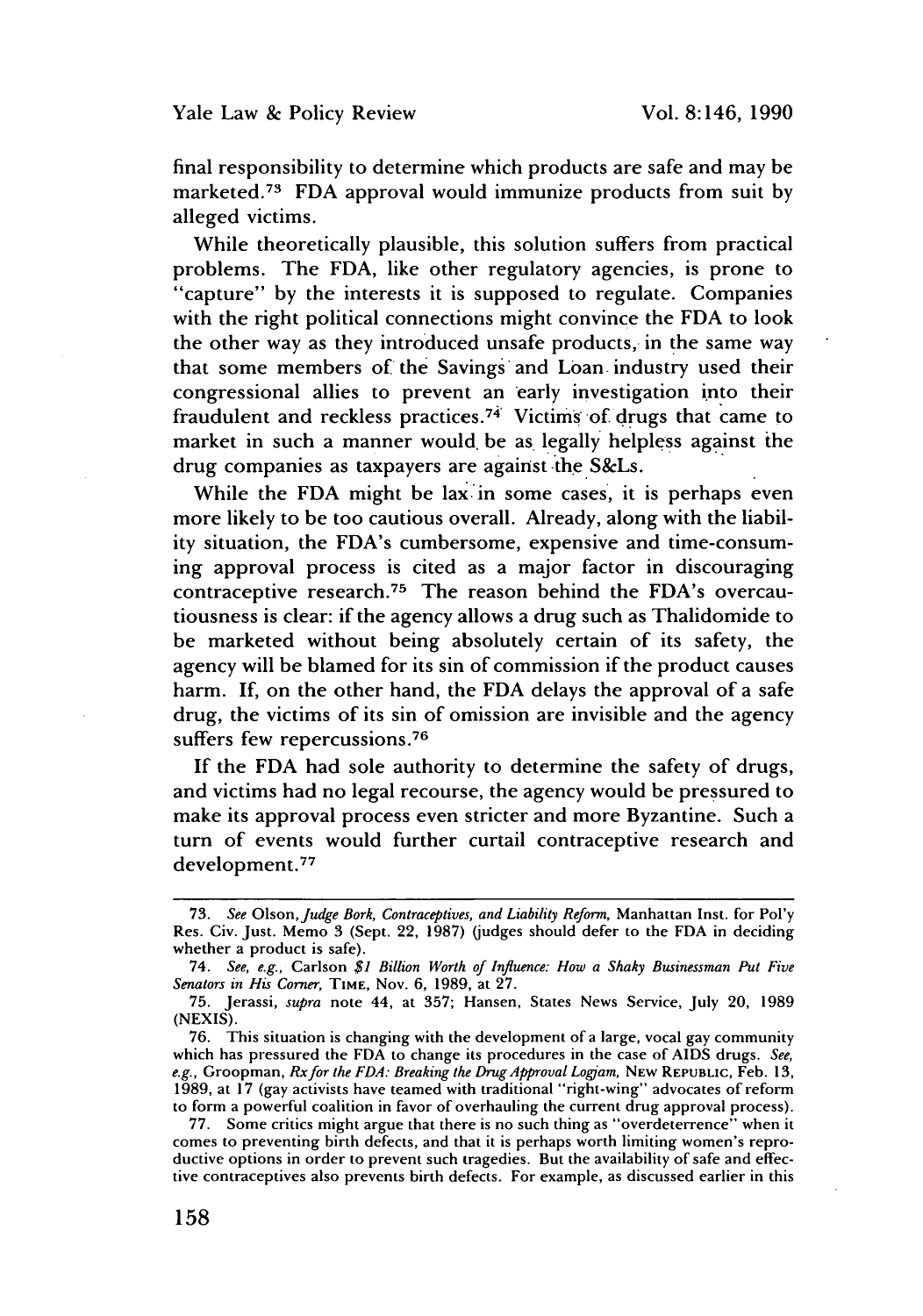final responsibility to determine which products are safe and may be marketed.[73] FDA approval would immunize products from suit by alleged victims.

While theoretically plausible, this solution suffers from practical problems. The FDA, like other regulatory agencies, is prone to "capture" by the interests it is supposed to regulate. Companies with the right political connections might convince the FDA to look the other way as they introduced unsafe products, in the same way that some members of the Savings and Loan industry used their congressional allies to prevent an early investigation into their fraudulent and reckless practices.[74] Victims of drugs that came to market in such a manner would be as legally helpless against the drug companies as taxpayers are against the S&Ls.

While the FDA might be lax in some cases, it is perhaps even more likely to be too cautious overall. Already, along with the liability situation, the FDA's cumbersome, expensive and time-consuming approval process is cited as a major factor in discouraging contraceptive research.[75] The reason behind the FDA's overcautiousness is clear: if the agency allows a drug such as Thalidomide to be marketed without being absolutely certain of its safety, the agency will be blamed for its sin of commission if the product causes harm. If, on the other hand, the FDA delays the approval of a safe drug, the victims of its sin of omission are invisible and the agency suffers few repercussions.[76]

If the FDA had sole authority to determine the safety of drugs, and victims had no legal recourse, the agency would be pressured to make its approval process even stricter and more Byzantine. Such a turn of events would further curtail contraceptive research and development.[77]

---

73. *See* Olson, *Judge Bork, Contraceptives, and Liability Reform*, Manhattan Inst. for Pol'y Res. Civ. Just. Memo 3 (Sept. 22, 1987) (judges should defer to the FDA in deciding whether a product is safe).

74. *See, e.g.*, Carlson *$1 Billion Worth of Influence: How a Shaky Businessman Put Five Senators in His Corner*, TIME, Nov. 6, 1989, at 27.

75. Jerassi, *supra* note 44, at 357; Hansen, States News Service, July 20, 1989 (NEXIS).

76. This situation is changing with the development of a large, vocal gay community which has pressured the FDA to change its procedures in the case of AIDS drugs. *See, e.g.*, Groopman, *Rx for the FDA: Breaking the Drug Approval Logjam*, NEW REPUBLIC, Feb. 13, 1989, at 17 (gay activists have teamed with traditional "right-wing" advocates of reform to form a powerful coalition in favor of overhauling the current drug approval process).

77. Some critics might argue that there is no such thing as "overdeterrence" when it comes to preventing birth defects, and that it is perhaps worth limiting women's reproductive options in order to prevent such tragedies. But the availability of safe and effective contraceptives also prevents birth defects. For example, as discussed earlier in this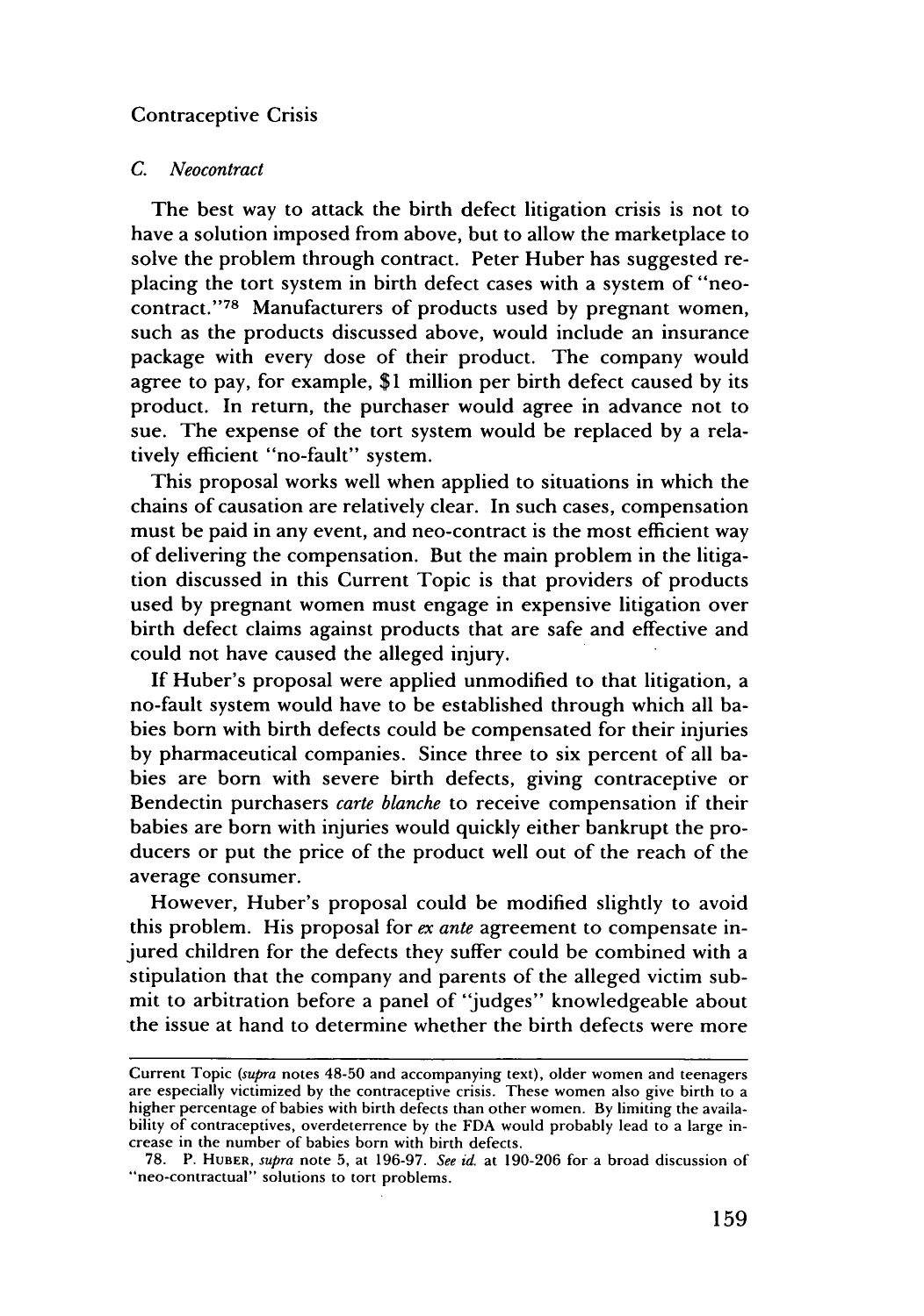### *C. Neocontract*

The best way to attack the birth defect litigation crisis is not to have a solution imposed from above, but to allow the marketplace to solve the problem through contract. Peter Huber has suggested replacing the tort system in birth defect cases with a system of "neocontract."[78] Manufacturers of products used by pregnant women, such as the products discussed above, would include an insurance package with every dose of their product. The company would agree to pay, for example, $1 million per birth defect caused by its product. In return, the purchaser would agree in advance not to sue. The expense of the tort system would be replaced by a relatively efficient "no-fault" system.

This proposal works well when applied to situations in which the chains of causation are relatively clear. In such cases, compensation must be paid in any event, and neo-contract is the most efficient way of delivering the compensation. But the main problem in the litigation discussed in this Current Topic is that providers of products used by pregnant women must engage in expensive litigation over birth defect claims against products that are safe and effective and could not have caused the alleged injury.

If Huber's proposal were applied unmodified to that litigation, a no-fault system would have to be established through which all babies born with birth defects could be compensated for their injuries by pharmaceutical companies. Since three to six percent of all babies are born with severe birth defects, giving contraceptive or Bendectin purchasers *carte blanche* to receive compensation if their babies are born with injuries would quickly either bankrupt the producers or put the price of the product well out of the reach of the average consumer.

However, Huber's proposal could be modified slightly to avoid this problem. His proposal for *ex ante* agreement to compensate injured children for the defects they suffer could be combined with a stipulation that the company and parents of the alleged victim submit to arbitration before a panel of "judges" knowledgeable about the issue at hand to determine whether the birth defects were more

---

Current Topic (*supra* notes 48-50 and accompanying text), older women and teenagers are especially victimized by the contraceptive crisis. These women also give birth to a higher percentage of babies with birth defects than other women. By limiting the availability of contraceptives, overdeterrence by the FDA would probably lead to a large increase in the number of babies born with birth defects.

78. P. HUBER, *supra* note 5, at 196-97. *See id.* at 190-206 for a broad discussion of "neo-contractual" solutions to tort problems.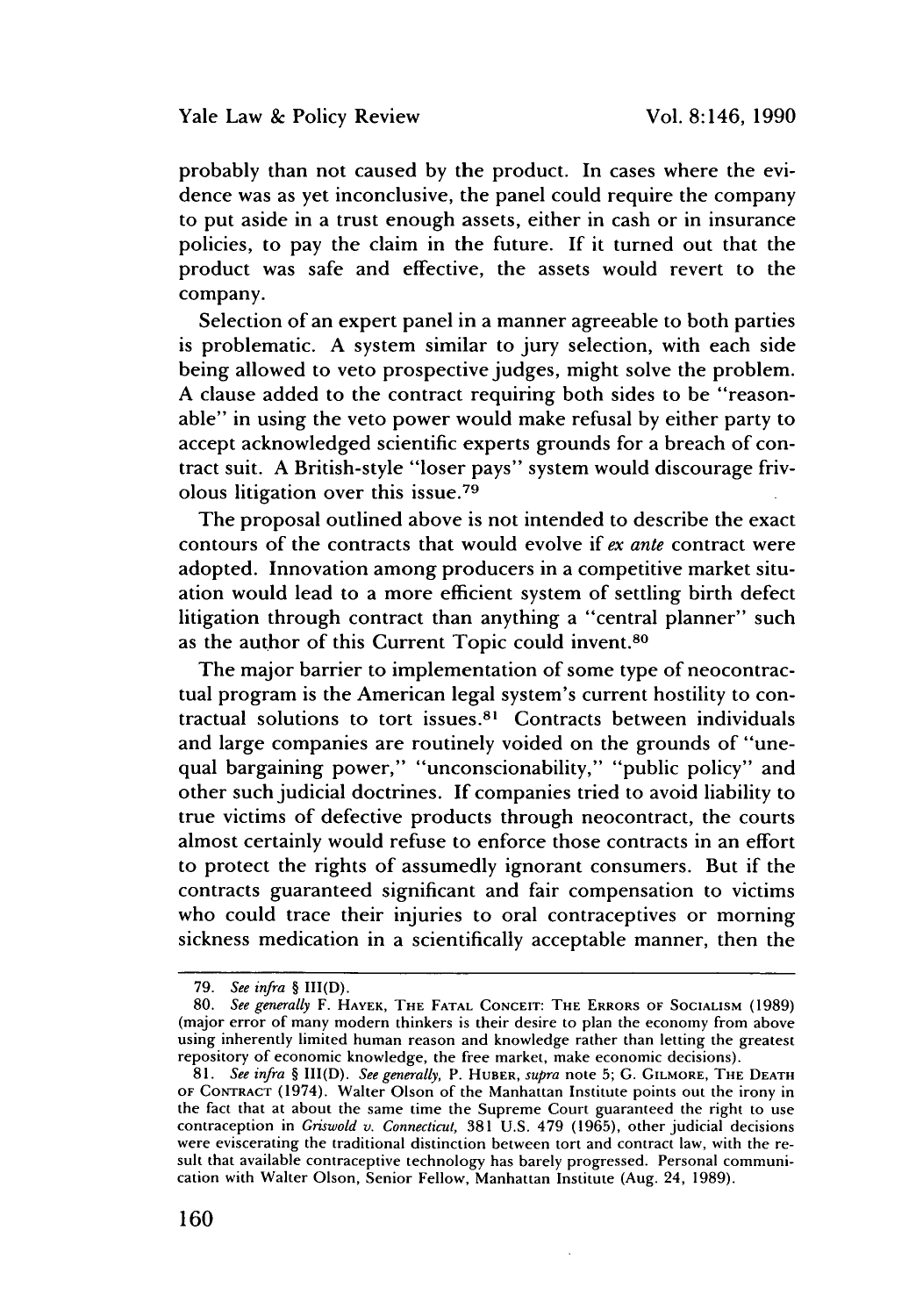probably than not caused by the product. In cases where the evidence was as yet inconclusive, the panel could require the company to put aside in a trust enough assets, either in cash or in insurance policies, to pay the claim in the future. If it turned out that the product was safe and effective, the assets would revert to the company.

Selection of an expert panel in a manner agreeable to both parties is problematic. A system similar to jury selection, with each side being allowed to veto prospective judges, might solve the problem. A clause added to the contract requiring both sides to be "reasonable" in using the veto power would make refusal by either party to accept acknowledged scientific experts grounds for a breach of contract suit. A British-style "loser pays" system would discourage frivolous litigation over this issue.[79]

The proposal outlined above is not intended to describe the exact contours of the contracts that would evolve if *ex ante* contract were adopted. Innovation among producers in a competitive market situation would lead to a more efficient system of settling birth defect litigation through contract than anything a "central planner" such as the author of this Current Topic could invent.[80]

The major barrier to implementation of some type of neocontractual program is the American legal system's current hostility to contractual solutions to tort issues.[81] Contracts between individuals and large companies are routinely voided on the grounds of "unequal bargaining power," "unconscionability," "public policy" and other such judicial doctrines. If companies tried to avoid liability to true victims of defective products through neocontract, the courts almost certainly would refuse to enforce those contracts in an effort to protect the rights of assumedly ignorant consumers. But if the contracts guaranteed significant and fair compensation to victims who could trace their injuries to oral contraceptives or morning sickness medication in a scientifically acceptable manner, then the

---

79. *See infra* § III(D).

80. *See generally* F. Hayek, The Fatal Conceit: The Errors of Socialism (1989) (major error of many modern thinkers is their desire to plan the economy from above using inherently limited human reason and knowledge rather than letting the greatest repository of economic knowledge, the free market, make economic decisions).

81. *See infra* § III(D). *See generally*, P. Huber, *supra* note 5; G. Gilmore, The Death of Contract (1974). Walter Olson of the Manhattan Institute points out the irony in the fact that at about the same time the Supreme Court guaranteed the right to use contraception in *Griswold v. Connecticut*, 381 U.S. 479 (1965), other judicial decisions were eviscerating the traditional distinction between tort and contract law, with the result that available contraceptive technology has barely progressed. Personal communication with Walter Olson, Senior Fellow, Manhattan Institute (Aug. 24, 1989).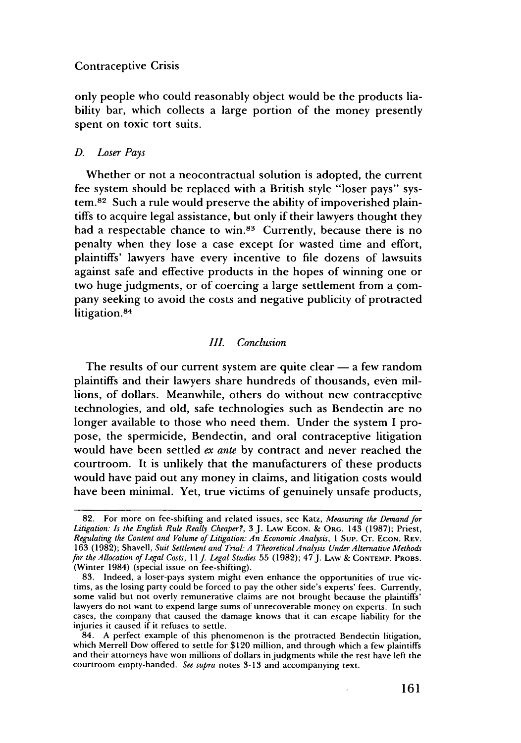only people who could reasonably object would be the products liability bar, which collects a large portion of the money presently spent on toxic tort suits.

### D. *Loser Pays*

Whether or not a neocontractual solution is adopted, the current fee system should be replaced with a British style "loser pays" system.[82] Such a rule would preserve the ability of impoverished plaintiffs to acquire legal assistance, but only if their lawyers thought they had a respectable chance to win.[83] Currently, because there is no penalty when they lose a case except for wasted time and effort, plaintiffs' lawyers have every incentive to file dozens of lawsuits against safe and effective products in the hopes of winning one or two huge judgments, or of coercing a large settlement from a company seeking to avoid the costs and negative publicity of protracted litigation.[84]

## III. *Conclusion*

The results of our current system are quite clear — a few random plaintiffs and their lawyers share hundreds of thousands, even millions, of dollars. Meanwhile, others do without new contraceptive technologies, and old, safe technologies such as Bendectin are no longer available to those who need them. Under the system I propose, the spermicide, Bendectin, and oral contraceptive litigation would have been settled *ex ante* by contract and never reached the courtroom. It is unlikely that the manufacturers of these products would have paid out any money in claims, and litigation costs would have been minimal. Yet, true victims of genuinely unsafe products,

---

82. For more on fee-shifting and related issues, see Katz, *Measuring the Demand for Litigation: Is the English Rule Really Cheaper?*, 3 J. LAW ECON. & ORG. 143 (1987); Priest, *Regulating the Content and Volume of Litigation: An Economic Analysis*, 1 SUP. CT. ECON. REV. 163 (1982); Shavell, *Suit Settlement and Trial: A Theoretical Analysis Under Alternative Methods for the Allocation of Legal Costs*, 11 *J. Legal Studies* 55 (1982); 47 J. LAW & CONTEMP. PROBS. (Winter 1984) (special issue on fee-shifting).

83. Indeed, a loser-pays system might even enhance the opportunities of true victims, as the losing party could be forced to pay the other side's experts' fees. Currently, some valid but not overly remunerative claims are not brought because the plaintiffs' lawyers do not want to expend large sums of unrecoverable money on experts. In such cases, the company that caused the damage knows that it can escape liability for the injuries it caused if it refuses to settle.

84. A perfect example of this phenomenon is the protracted Bendectin litigation, which Merrell Dow offered to settle for $120 million, and through which a few plaintiffs and their attorneys have won millions of dollars in judgments while the rest have left the courtroom empty-handed. *See supra* notes 3-13 and accompanying text.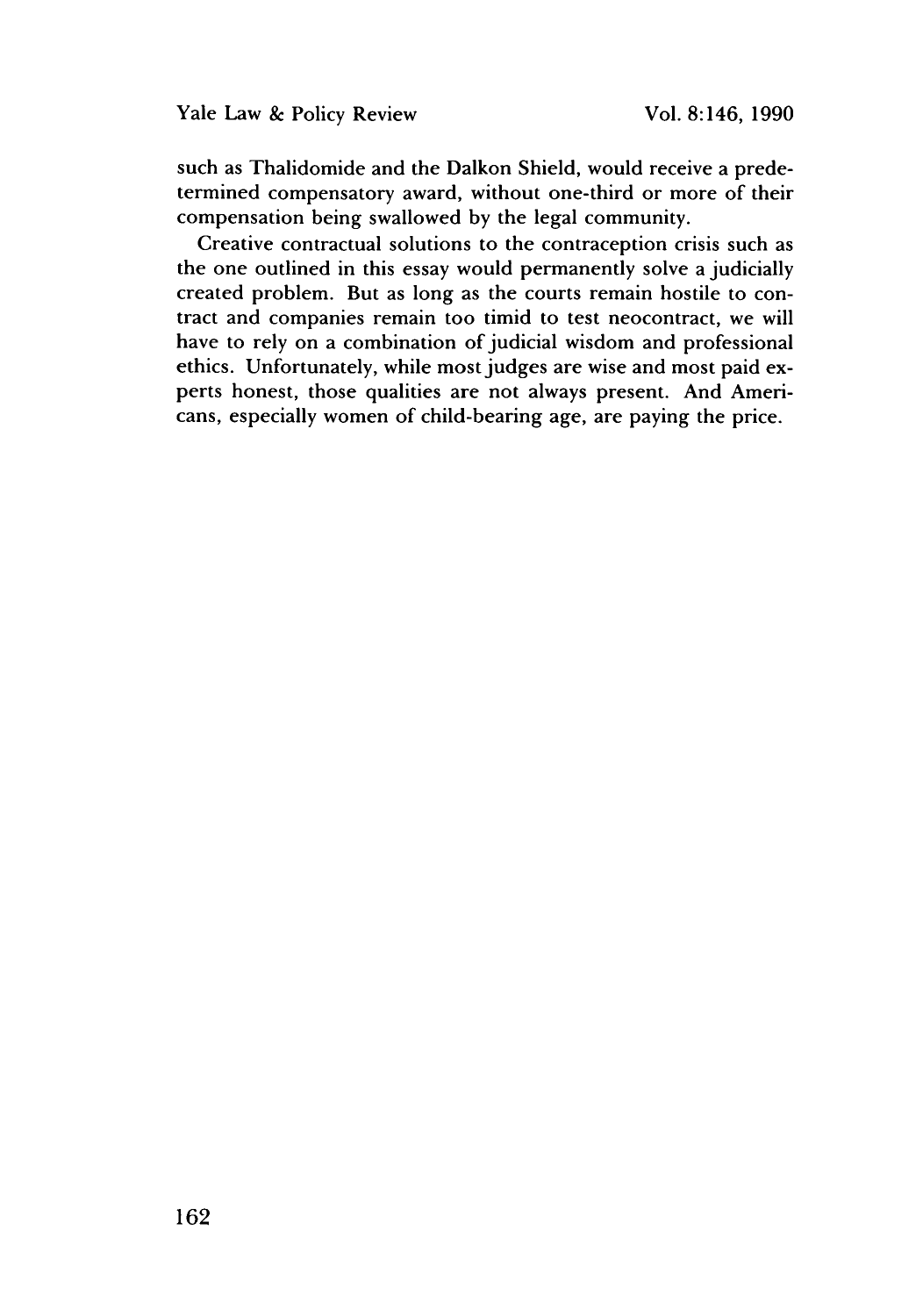such as Thalidomide and the Dalkon Shield, would receive a predetermined compensatory award, without one-third or more of their compensation being swallowed by the legal community.

Creative contractual solutions to the contraception crisis such as the one outlined in this essay would permanently solve a judicially created problem. But as long as the courts remain hostile to contract and companies remain too timid to test neocontract, we will have to rely on a combination of judicial wisdom and professional ethics. Unfortunately, while most judges are wise and most paid experts honest, those qualities are not always present. And Americans, especially women of child-bearing age, are paying the price.